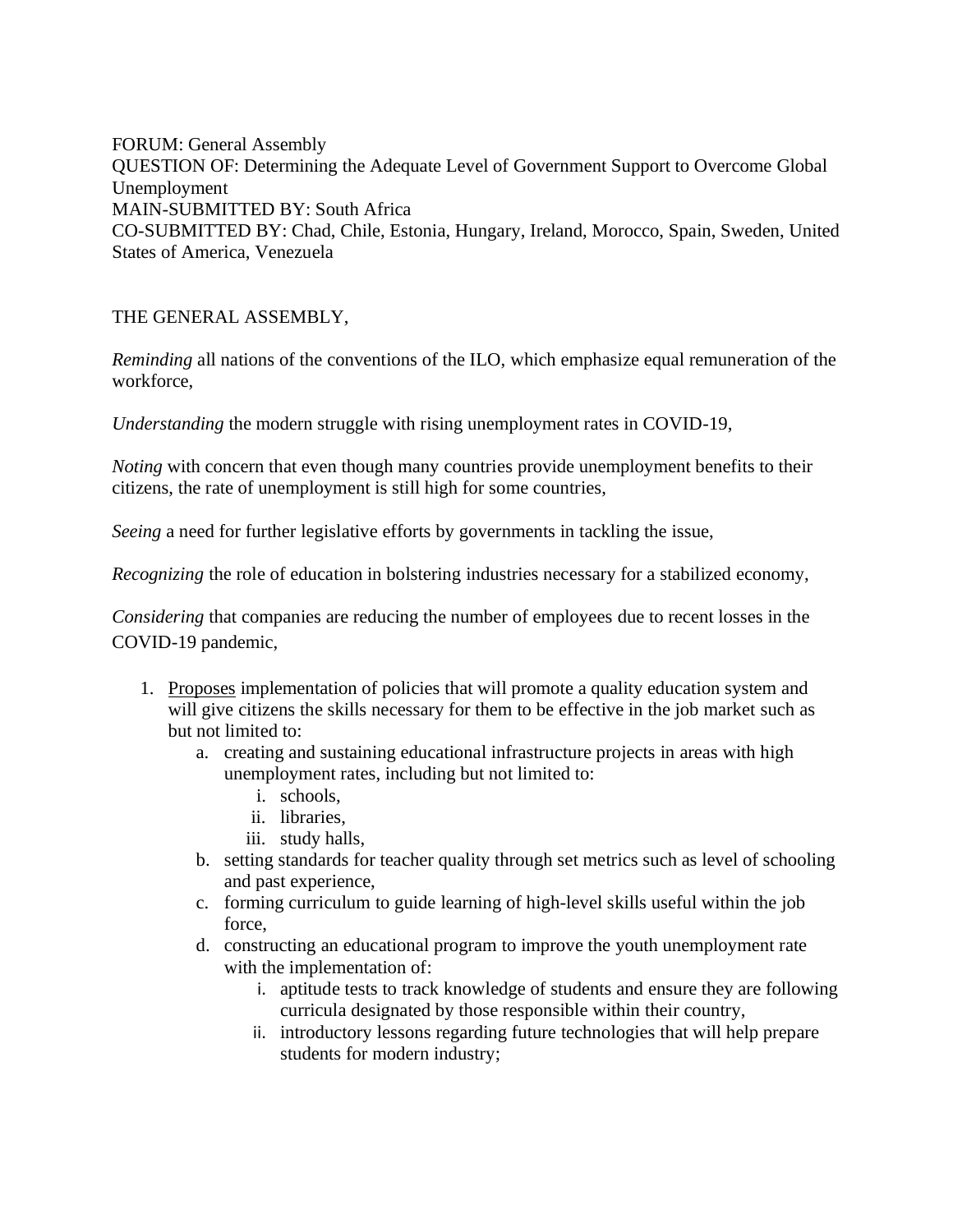FORUM: General Assembly
QUESTION OF: Determining the Adequate Level of Government Support to Overcome Global Unemployment
MAIN-SUBMITTED BY: South Africa
CO-SUBMITTED BY: Chad, Chile, Estonia, Hungary, Ireland, Morocco, Spain, Sweden, United States of America, Venezuela

THE GENERAL ASSEMBLY,

*Reminding* all nations of the conventions of the ILO, which emphasize equal remuneration of the workforce,

*Understanding* the modern struggle with rising unemployment rates in COVID-19,

*Noting* with concern that even though many countries provide unemployment benefits to their citizens, the rate of unemployment is still high for some countries,

*Seeing* a need for further legislative efforts by governments in tackling the issue,

*Recognizing* the role of education in bolstering industries necessary for a stabilized economy,

*Considering* that companies are reducing the number of employees due to recent losses in the COVID-19 pandemic,

1. <u>Proposes</u> implementation of policies that will promote a quality education system and will give citizens the skills necessary for them to be effective in the job market such as but not limited to:
    a. creating and sustaining educational infrastructure projects in areas with high unemployment rates, including but not limited to:
        i. schools,
        ii. libraries,
        iii. study halls,
    b. setting standards for teacher quality through set metrics such as level of schooling and past experience,
    c. forming curriculum to guide learning of high-level skills useful within the job force,
    d. constructing an educational program to improve the youth unemployment rate with the implementation of:
        i. aptitude tests to track knowledge of students and ensure they are following curricula designated by those responsible within their country,
        ii. introductory lessons regarding future technologies that will help prepare students for modern industry;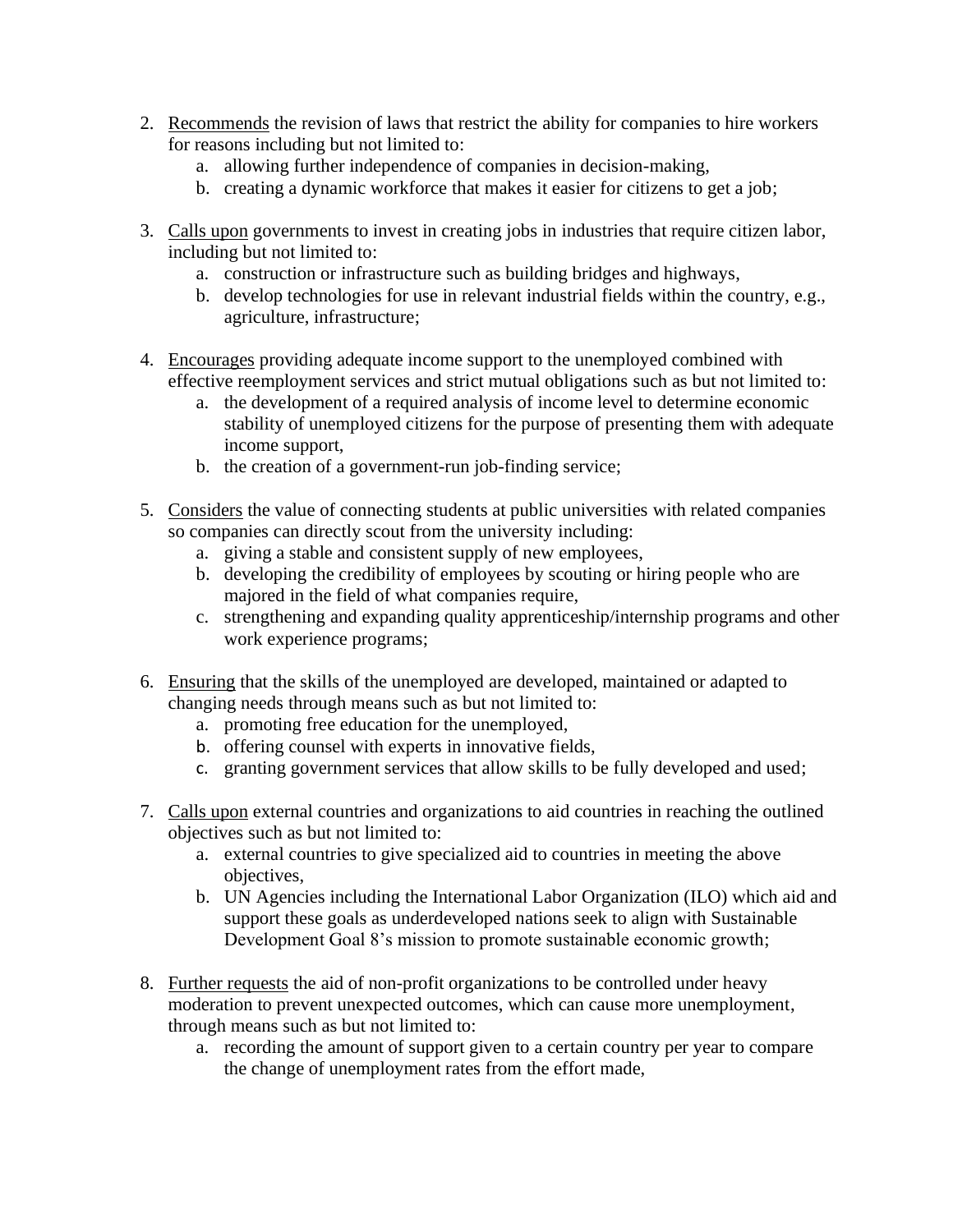2. Recommends the revision of laws that restrict the ability for companies to hire workers for reasons including but not limited to:
    a. allowing further independence of companies in decision-making,
    b. creating a dynamic workforce that makes it easier for citizens to get a job;

3. Calls upon governments to invest in creating jobs in industries that require citizen labor, including but not limited to:
    a. construction or infrastructure such as building bridges and highways,
    b. develop technologies for use in relevant industrial fields within the country, e.g., agriculture, infrastructure;

4. Encourages providing adequate income support to the unemployed combined with effective reemployment services and strict mutual obligations such as but not limited to:
    a. the development of a required analysis of income level to determine economic stability of unemployed citizens for the purpose of presenting them with adequate income support,
    b. the creation of a government-run job-finding service;

5. Considers the value of connecting students at public universities with related companies so companies can directly scout from the university including:
    a. giving a stable and consistent supply of new employees,
    b. developing the credibility of employees by scouting or hiring people who are majored in the field of what companies require,
    c. strengthening and expanding quality apprenticeship/internship programs and other work experience programs;

6. Ensuring that the skills of the unemployed are developed, maintained or adapted to changing needs through means such as but not limited to:
    a. promoting free education for the unemployed,
    b. offering counsel with experts in innovative fields,
    c. granting government services that allow skills to be fully developed and used;

7. Calls upon external countries and organizations to aid countries in reaching the outlined objectives such as but not limited to:
    a. external countries to give specialized aid to countries in meeting the above objectives,
    b. UN Agencies including the International Labor Organization (ILO) which aid and support these goals as underdeveloped nations seek to align with Sustainable Development Goal 8's mission to promote sustainable economic growth;

8. Further requests the aid of non-profit organizations to be controlled under heavy moderation to prevent unexpected outcomes, which can cause more unemployment, through means such as but not limited to:
    a. recording the amount of support given to a certain country per year to compare the change of unemployment rates from the effort made,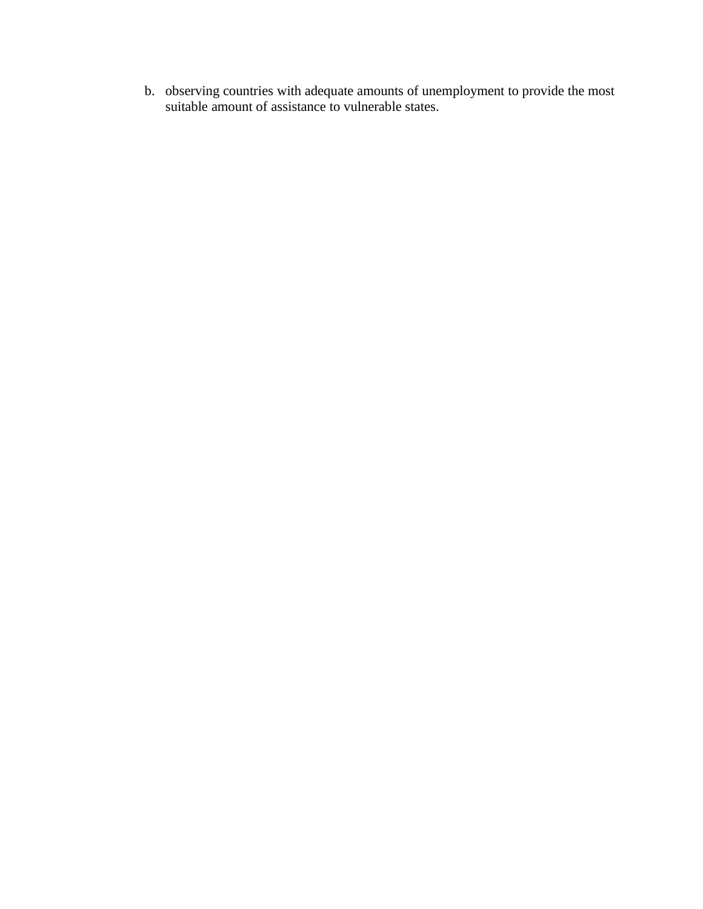b. observing countries with adequate amounts of unemployment to provide the most suitable amount of assistance to vulnerable states.